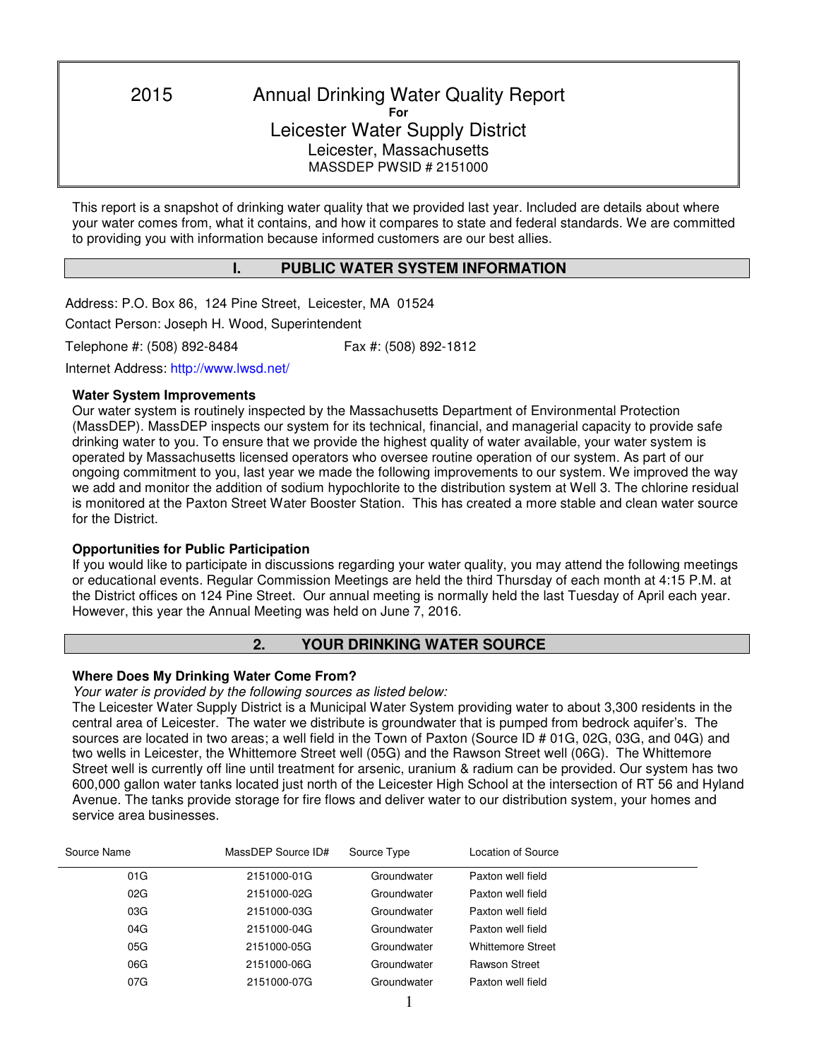# 2015 Annual Drinking Water Quality Report
**For**
## Leicester Water Supply District
Leicester, Massachusetts
MASSDEP PWSID # 2151000

This report is a snapshot of drinking water quality that we provided last year. Included are details about where your water comes from, what it contains, and how it compares to state and federal standards. We are committed to providing you with information because informed customers are our best allies.

## I. PUBLIC WATER SYSTEM INFORMATION

Address: P.O. Box 86, 124 Pine Street, Leicester, MA 01524

Contact Person: Joseph H. Wood, Superintendent

Telephone #: (508) 892-8484 Fax #: (508) 892-1812

Internet Address: http://www.lwsd.net/

**Water System Improvements**

Our water system is routinely inspected by the Massachusetts Department of Environmental Protection (MassDEP). MassDEP inspects our system for its technical, financial, and managerial capacity to provide safe drinking water to you. To ensure that we provide the highest quality of water available, your water system is operated by Massachusetts licensed operators who oversee routine operation of our system. As part of our ongoing commitment to you, last year we made the following improvements to our system. We improved the way we add and monitor the addition of sodium hypochlorite to the distribution system at Well 3. The chlorine residual is monitored at the Paxton Street Water Booster Station. This has created a more stable and clean water source for the District.

**Opportunities for Public Participation**

If you would like to participate in discussions regarding your water quality, you may attend the following meetings or educational events. Regular Commission Meetings are held the third Thursday of each month at 4:15 P.M. at the District offices on 124 Pine Street. Our annual meeting is normally held the last Tuesday of April each year. However, this year the Annual Meeting was held on June 7, 2016.

## 2. YOUR DRINKING WATER SOURCE

**Where Does My Drinking Water Come From?**

*Your water is provided by the following sources as listed below:*

The Leicester Water Supply District is a Municipal Water System providing water to about 3,300 residents in the central area of Leicester. The water we distribute is groundwater that is pumped from bedrock aquifer's. The sources are located in two areas; a well field in the Town of Paxton (Source ID # 01G, 02G, 03G, and 04G) and two wells in Leicester, the Whittemore Street well (05G) and the Rawson Street well (06G). The Whittemore Street well is currently off line until treatment for arsenic, uranium & radium can be provided. Our system has two 600,000 gallon water tanks located just north of the Leicester High School at the intersection of RT 56 and Hyland Avenue. The tanks provide storage for fire flows and deliver water to our distribution system, your homes and service area businesses.

| Source Name | MassDEP Source ID# | Source Type | Location of Source |
|---|---|---|---|
| 01G | 2151000-01G | Groundwater | Paxton well field |
| 02G | 2151000-02G | Groundwater | Paxton well field |
| 03G | 2151000-03G | Groundwater | Paxton well field |
| 04G | 2151000-04G | Groundwater | Paxton well field |
| 05G | 2151000-05G | Groundwater | Whittemore Street |
| 06G | 2151000-06G | Groundwater | Rawson Street |
| 07G | 2151000-07G | Groundwater | Paxton well field |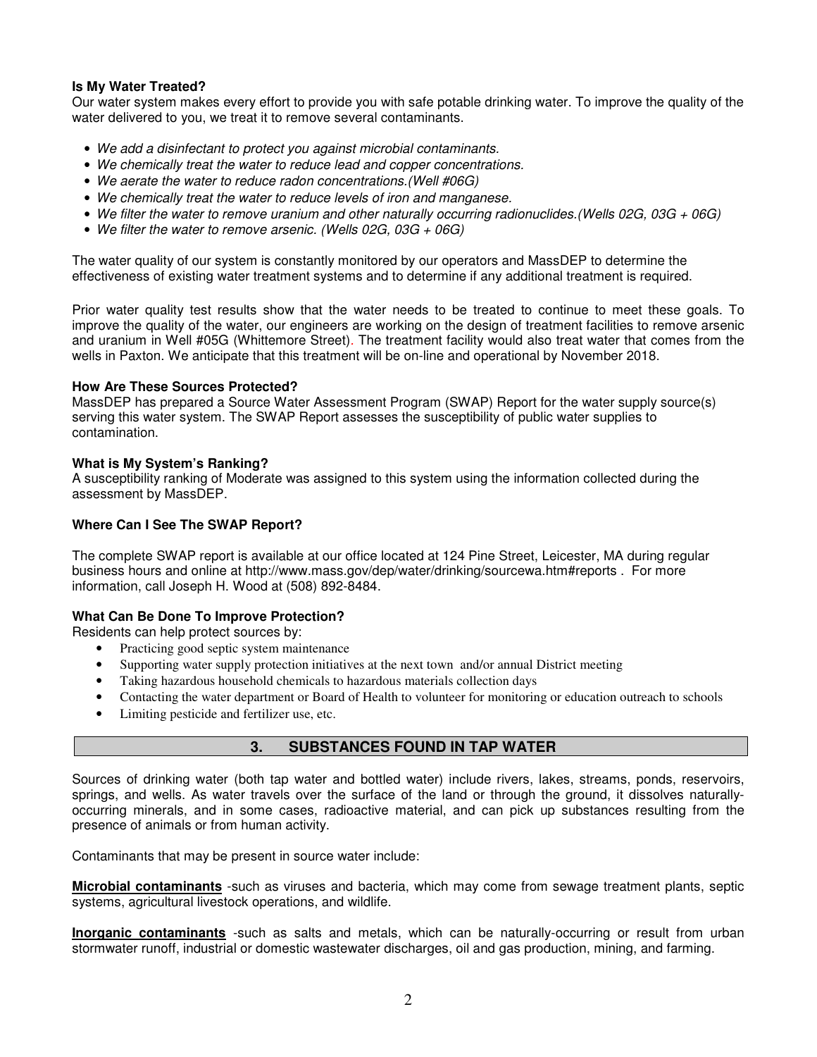**Is My Water Treated?**
Our water system makes every effort to provide you with safe potable drinking water. To improve the quality of the water delivered to you, we treat it to remove several contaminants.

- *We add a disinfectant to protect you against microbial contaminants.*
- *We chemically treat the water to reduce lead and copper concentrations.*
- *We aerate the water to reduce radon concentrations.(Well #06G)*
- *We chemically treat the water to reduce levels of iron and manganese.*
- *We filter the water to remove uranium and other naturally occurring radionuclides.(Wells 02G, 03G + 06G)*
- *We filter the water to remove arsenic. (Wells 02G, 03G + 06G)*

The water quality of our system is constantly monitored by our operators and MassDEP to determine the effectiveness of existing water treatment systems and to determine if any additional treatment is required.

Prior water quality test results show that the water needs to be treated to continue to meet these goals. To improve the quality of the water, our engineers are working on the design of treatment facilities to remove arsenic and uranium in Well #05G (Whittemore Street). The treatment facility would also treat water that comes from the wells in Paxton. We anticipate that this treatment will be on-line and operational by November 2018.

**How Are These Sources Protected?**
MassDEP has prepared a Source Water Assessment Program (SWAP) Report for the water supply source(s) serving this water system. The SWAP Report assesses the susceptibility of public water supplies to contamination.

**What is My System's Ranking?**
A susceptibility ranking of Moderate was assigned to this system using the information collected during the assessment by MassDEP.

**Where Can I See The SWAP Report?**

The complete SWAP report is available at our office located at 124 Pine Street, Leicester, MA during regular business hours and online at http://www.mass.gov/dep/water/drinking/sourcewa.htm#reports . For more information, call Joseph H. Wood at (508) 892-8484.

**What Can Be Done To Improve Protection?**
Residents can help protect sources by:

- Practicing good septic system maintenance
- Supporting water supply protection initiatives at the next town and/or annual District meeting
- Taking hazardous household chemicals to hazardous materials collection days
- Contacting the water department or Board of Health to volunteer for monitoring or education outreach to schools
- Limiting pesticide and fertilizer use, etc.

## 3. SUBSTANCES FOUND IN TAP WATER

Sources of drinking water (both tap water and bottled water) include rivers, lakes, streams, ponds, reservoirs, springs, and wells. As water travels over the surface of the land or through the ground, it dissolves naturally-occurring minerals, and in some cases, radioactive material, and can pick up substances resulting from the presence of animals or from human activity.

Contaminants that may be present in source water include:

**Microbial contaminants** -such as viruses and bacteria, which may come from sewage treatment plants, septic systems, agricultural livestock operations, and wildlife.

**Inorganic contaminants** -such as salts and metals, which can be naturally-occurring or result from urban stormwater runoff, industrial or domestic wastewater discharges, oil and gas production, mining, and farming.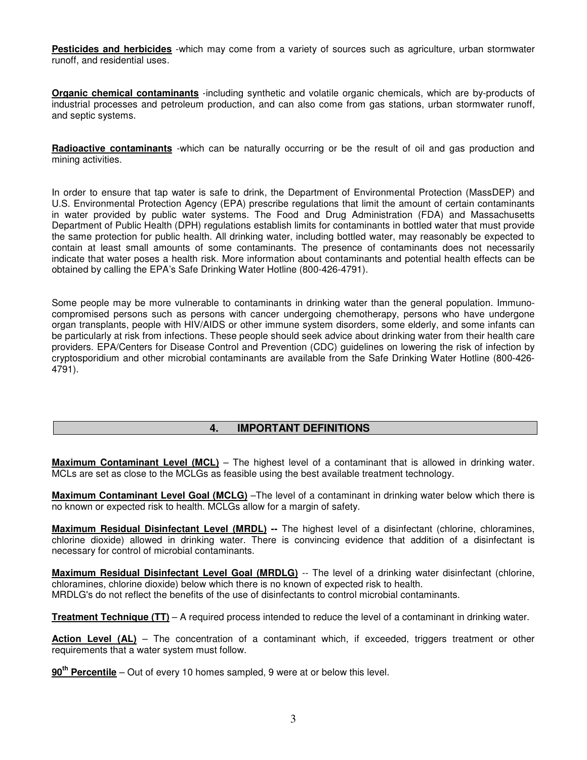**Pesticides and herbicides** -which may come from a variety of sources such as agriculture, urban stormwater runoff, and residential uses.

**Organic chemical contaminants** -including synthetic and volatile organic chemicals, which are by-products of industrial processes and petroleum production, and can also come from gas stations, urban stormwater runoff, and septic systems.

**Radioactive contaminants** -which can be naturally occurring or be the result of oil and gas production and mining activities.

In order to ensure that tap water is safe to drink, the Department of Environmental Protection (MassDEP) and U.S. Environmental Protection Agency (EPA) prescribe regulations that limit the amount of certain contaminants in water provided by public water systems. The Food and Drug Administration (FDA) and Massachusetts Department of Public Health (DPH) regulations establish limits for contaminants in bottled water that must provide the same protection for public health. All drinking water, including bottled water, may reasonably be expected to contain at least small amounts of some contaminants. The presence of contaminants does not necessarily indicate that water poses a health risk. More information about contaminants and potential health effects can be obtained by calling the EPA's Safe Drinking Water Hotline (800-426-4791).

Some people may be more vulnerable to contaminants in drinking water than the general population. Immuno-compromised persons such as persons with cancer undergoing chemotherapy, persons who have undergone organ transplants, people with HIV/AIDS or other immune system disorders, some elderly, and some infants can be particularly at risk from infections. These people should seek advice about drinking water from their health care providers. EPA/Centers for Disease Control and Prevention (CDC) guidelines on lowering the risk of infection by cryptosporidium and other microbial contaminants are available from the Safe Drinking Water Hotline (800-426-4791).

## 4. IMPORTANT DEFINITIONS

**Maximum Contaminant Level (MCL)** – The highest level of a contaminant that is allowed in drinking water. MCLs are set as close to the MCLGs as feasible using the best available treatment technology.

**Maximum Contaminant Level Goal (MCLG)** –The level of a contaminant in drinking water below which there is no known or expected risk to health. MCLGs allow for a margin of safety.

**Maximum Residual Disinfectant Level (MRDL) --** The highest level of a disinfectant (chlorine, chloramines, chlorine dioxide) allowed in drinking water. There is convincing evidence that addition of a disinfectant is necessary for control of microbial contaminants.

**Maximum Residual Disinfectant Level Goal (MRDLG)** -- The level of a drinking water disinfectant (chlorine, chloramines, chlorine dioxide) below which there is no known of expected risk to health.
MRDLG's do not reflect the benefits of the use of disinfectants to control microbial contaminants.

**Treatment Technique (TT)** – A required process intended to reduce the level of a contaminant in drinking water.

**Action Level (AL)** – The concentration of a contaminant which, if exceeded, triggers treatment or other requirements that a water system must follow.

**$90^{th}$ Percentile** – Out of every 10 homes sampled, 9 were at or below this level.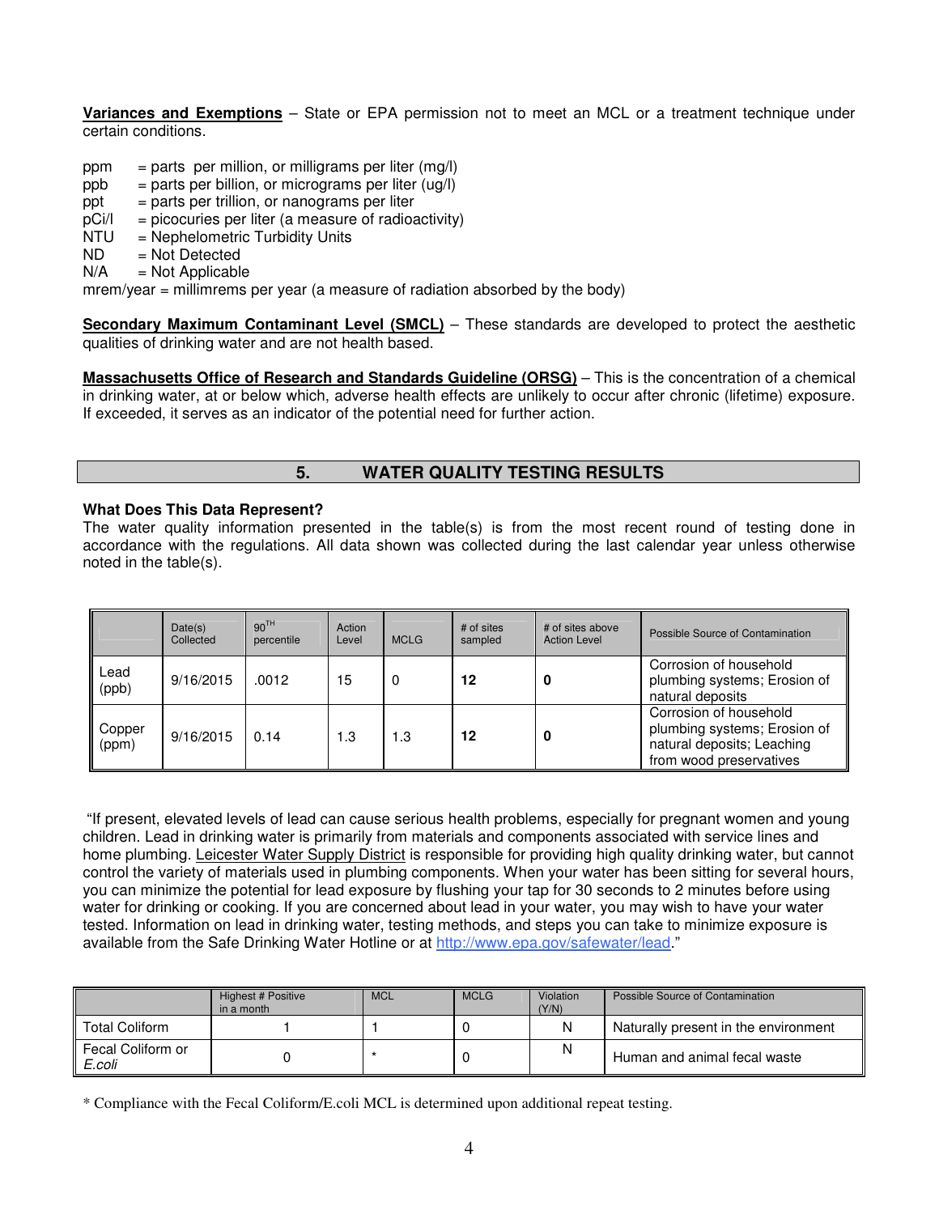**Variances and Exemptions** – State or EPA permission not to meet an MCL or a treatment technique under certain conditions.

ppm = parts per million, or milligrams per liter (mg/l)
ppb = parts per billion, or micrograms per liter (ug/l)
ppt = parts per trillion, or nanograms per liter
pCi/l = picocuries per liter (a measure of radioactivity)
NTU = Nephelometric Turbidity Units
ND = Not Detected
N/A = Not Applicable
mrem/year = millimrems per year (a measure of radiation absorbed by the body)

**Secondary Maximum Contaminant Level (SMCL)** – These standards are developed to protect the aesthetic qualities of drinking water and are not health based.

**Massachusetts Office of Research and Standards Guideline (ORSG)** – This is the concentration of a chemical in drinking water, at or below which, adverse health effects are unlikely to occur after chronic (lifetime) exposure. If exceeded, it serves as an indicator of the potential need for further action.

## 5. WATER QUALITY TESTING RESULTS

**What Does This Data Represent?**
The water quality information presented in the table(s) is from the most recent round of testing done in accordance with the regulations. All data shown was collected during the last calendar year unless otherwise noted in the table(s).

| | Date(s) Collected | 90TH percentile | Action Level | MCLG | # of sites sampled | # of sites above Action Level | Possible Source of Contamination |
|---|---|---|---|---|---|---|---|
| Lead (ppb) | 9/16/2015 | .0012 | 15 | 0 | **12** | **0** | Corrosion of household plumbing systems; Erosion of natural deposits |
| Copper (ppm) | 9/16/2015 | 0.14 | 1.3 | 1.3 | **12** | **0** | Corrosion of household plumbing systems; Erosion of natural deposits; Leaching from wood preservatives |

"If present, elevated levels of lead can cause serious health problems, especially for pregnant women and young children. Lead in drinking water is primarily from materials and components associated with service lines and home plumbing. Leicester Water Supply District is responsible for providing high quality drinking water, but cannot control the variety of materials used in plumbing components. When your water has been sitting for several hours, you can minimize the potential for lead exposure by flushing your tap for 30 seconds to 2 minutes before using water for drinking or cooking. If you are concerned about lead in your water, you may wish to have your water tested. Information on lead in drinking water, testing methods, and steps you can take to minimize exposure is available from the Safe Drinking Water Hotline or at http://www.epa.gov/safewater/lead."

| | Highest # Positive in a month | MCL | MCLG | Violation (Y/N) | Possible Source of Contamination |
|---|---|---|---|---|---|
| Total Coliform | 1 | 1 | 0 | N | Naturally present in the environment |
| Fecal Coliform or *E.coli* | 0 | * | 0 | N | Human and animal fecal waste |

* Compliance with the Fecal Coliform/E.coli MCL is determined upon additional repeat testing.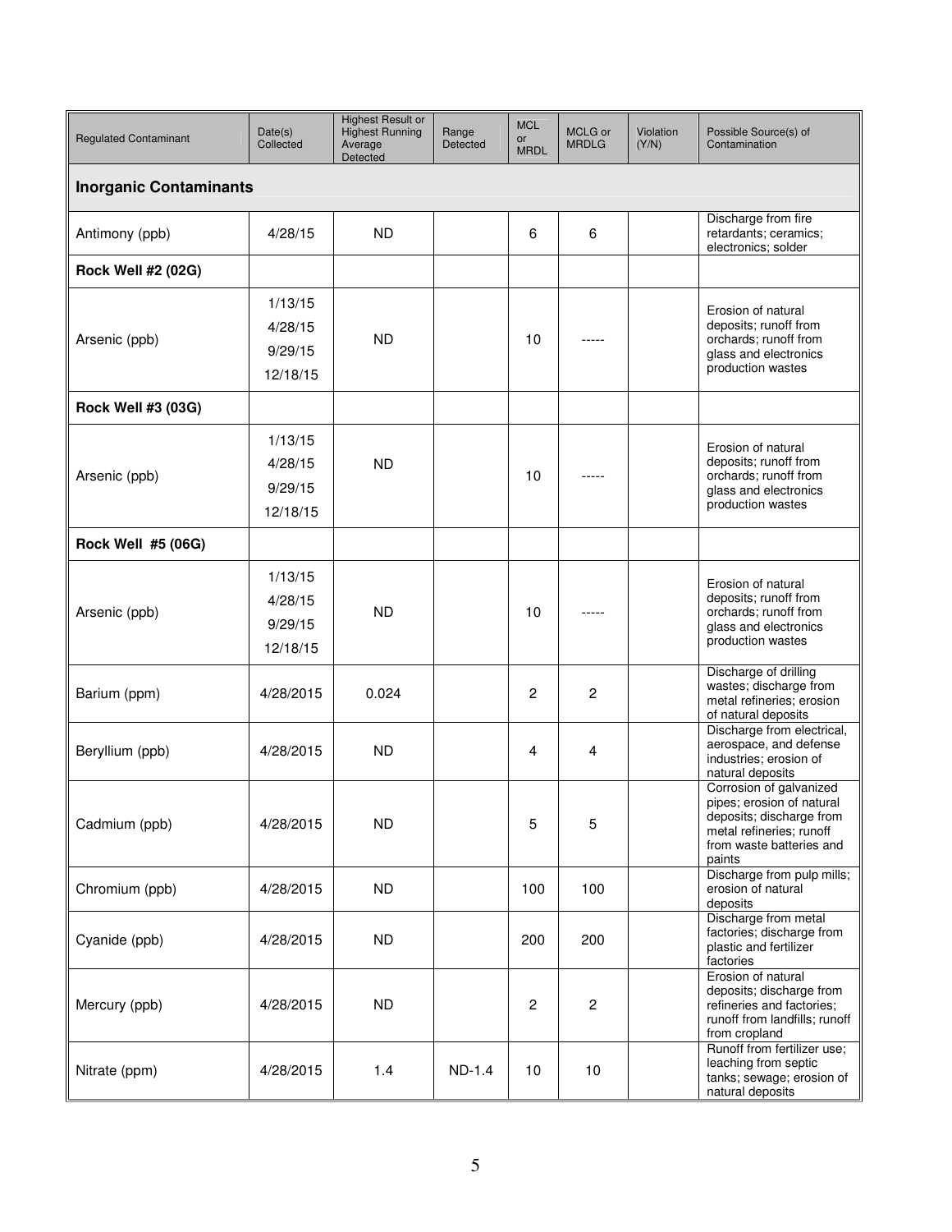| Regulated Contaminant | Date(s) Collected | Highest Result or Highest Running Average Detected | Range Detected | MCL or MRDL | MCLG or MRDLG | Violation (Y/N) | Possible Source(s) of Contamination |
|---|---|---|---|---|---|---|---|
| **Inorganic Contaminants** | | | | | | | |
| Antimony (ppb) | 4/28/15 | ND | | 6 | 6 | | Discharge from fire retardants; ceramics; electronics; solder |
| **Rock Well #2 (02G)** | | | | | | | |
| Arsenic (ppb) | 1/13/15<br>4/28/15<br>9/29/15<br>12/18/15 | ND | | 10 | ----- | | Erosion of natural deposits; runoff from orchards; runoff from glass and electronics production wastes |
| **Rock Well #3 (03G)** | | | | | | | |
| Arsenic (ppb) | 1/13/15<br>4/28/15<br>9/29/15<br>12/18/15 | ND | | 10 | ----- | | Erosion of natural deposits; runoff from orchards; runoff from glass and electronics production wastes |
| **Rock Well #5 (06G)** | | | | | | | |
| Arsenic (ppb) | 1/13/15<br>4/28/15<br>9/29/15<br>12/18/15 | ND | | 10 | ----- | | Erosion of natural deposits; runoff from orchards; runoff from glass and electronics production wastes |
| Barium (ppm) | 4/28/2015 | 0.024 | | 2 | 2 | | Discharge of drilling wastes; discharge from metal refineries; erosion of natural deposits |
| Beryllium (ppb) | 4/28/2015 | ND | | 4 | 4 | | Discharge from electrical, aerospace, and defense industries; erosion of natural deposits |
| Cadmium (ppb) | 4/28/2015 | ND | | 5 | 5 | | Corrosion of galvanized pipes; erosion of natural deposits; discharge from metal refineries; runoff from waste batteries and paints |
| Chromium (ppb) | 4/28/2015 | ND | | 100 | 100 | | Discharge from pulp mills; erosion of natural deposits |
| Cyanide (ppb) | 4/28/2015 | ND | | 200 | 200 | | Discharge from metal factories; discharge from plastic and fertilizer factories |
| Mercury (ppb) | 4/28/2015 | ND | | 2 | 2 | | Erosion of natural deposits; discharge from refineries and factories; runoff from landfills; runoff from cropland |
| Nitrate (ppm) | 4/28/2015 | 1.4 | ND-1.4 | 10 | 10 | | Runoff from fertilizer use; leaching from septic tanks; sewage; erosion of natural deposits |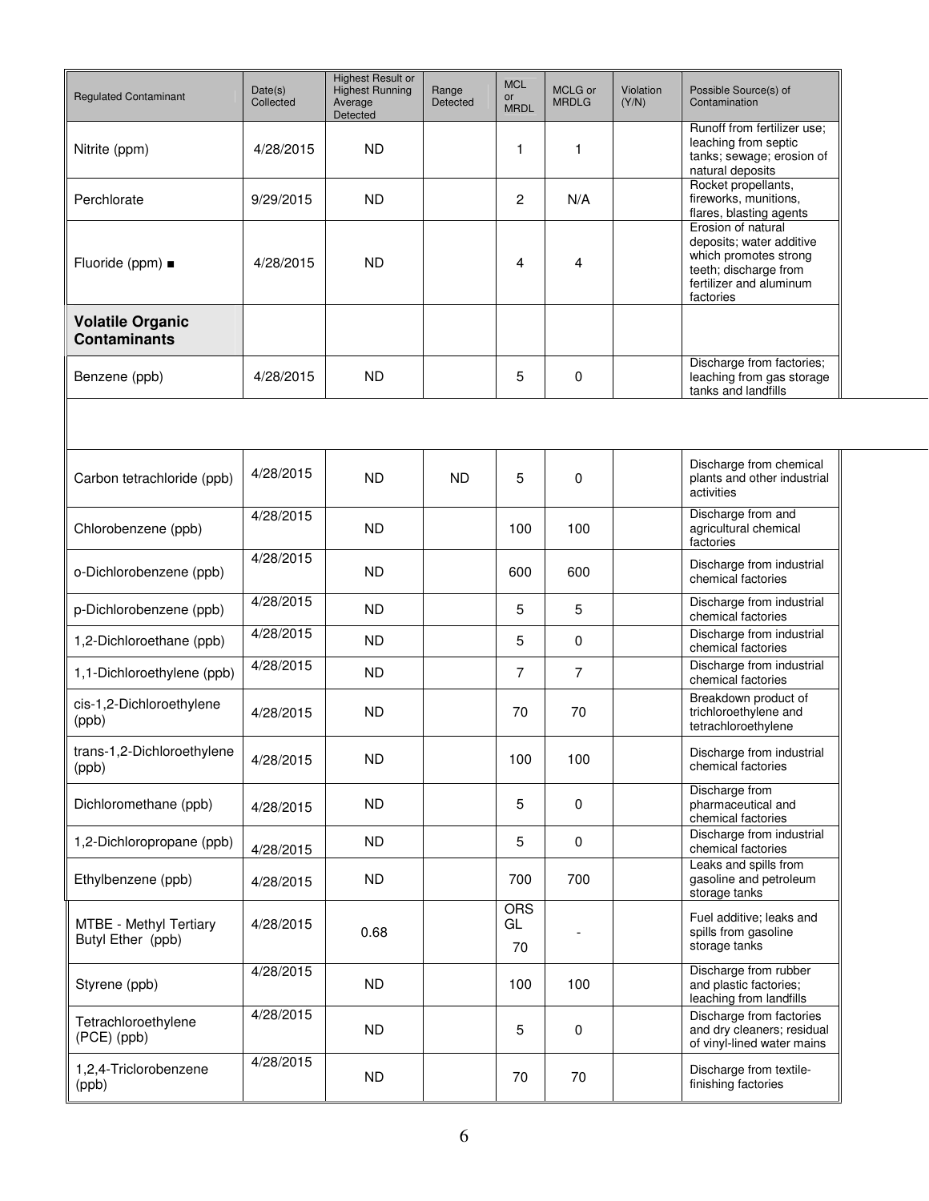| Regulated Contaminant | Date(s) Collected | Highest Result or Highest Running Average Detected | Range Detected | MCL or MRDL | MCLG or MRDLG | Violation (Y/N) | Possible Source(s) of Contamination |
|---|---|---|---|---|---|---|---|
| Nitrite (ppm) | 4/28/2015 | ND | | 1 | 1 | | Runoff from fertilizer use; leaching from septic tanks; sewage; erosion of natural deposits |
| Perchlorate | 9/29/2015 | ND | | 2 | N/A | | Rocket propellants, fireworks, munitions, flares, blasting agents |
| Fluoride (ppm) ■ | 4/28/2015 | ND | | 4 | 4 | | Erosion of natural deposits; water additive which promotes strong teeth; discharge from fertilizer and aluminum factories |
| **Volatile Organic Contaminants** | | | | | | | |
| Benzene (ppb) | 4/28/2015 | ND | | 5 | 0 | | Discharge from factories; leaching from gas storage tanks and landfills |
| Carbon tetrachloride (ppb) | 4/28/2015 | ND | ND | 5 | 0 | | Discharge from chemical plants and other industrial activities |
| Chlorobenzene (ppb) | 4/28/2015 | ND | | 100 | 100 | | Discharge from and agricultural chemical factories |
| o-Dichlorobenzene (ppb) | 4/28/2015 | ND | | 600 | 600 | | Discharge from industrial chemical factories |
| p-Dichlorobenzene (ppb) | 4/28/2015 | ND | | 5 | 5 | | Discharge from industrial chemical factories |
| 1,2-Dichloroethane (ppb) | 4/28/2015 | ND | | 5 | 0 | | Discharge from industrial chemical factories |
| 1,1-Dichloroethylene (ppb) | 4/28/2015 | ND | | 7 | 7 | | Discharge from industrial chemical factories |
| cis-1,2-Dichloroethylene (ppb) | 4/28/2015 | ND | | 70 | 70 | | Breakdown product of trichloroethylene and tetrachloroethylene |
| trans-1,2-Dichloroethylene (ppb) | 4/28/2015 | ND | | 100 | 100 | | Discharge from industrial chemical factories |
| Dichloromethane (ppb) | 4/28/2015 | ND | | 5 | 0 | | Discharge from pharmaceutical and chemical factories |
| 1,2-Dichloropropane (ppb) | 4/28/2015 | ND | | 5 | 0 | | Discharge from industrial chemical factories |
| Ethylbenzene (ppb) | 4/28/2015 | ND | | 700 | 700 | | Leaks and spills from gasoline and petroleum storage tanks |
| MTBE - Methyl Tertiary Butyl Ether (ppb) | 4/28/2015 | 0.68 | | ORS GL 70 | - | | Fuel additive; leaks and spills from gasoline storage tanks |
| Styrene (ppb) | 4/28/2015 | ND | | 100 | 100 | | Discharge from rubber and plastic factories; leaching from landfills |
| Tetrachloroethylene (PCE) (ppb) | 4/28/2015 | ND | | 5 | 0 | | Discharge from factories and dry cleaners; residual of vinyl-lined water mains |
| 1,2,4-Triclorobenzene (ppb) | 4/28/2015 | ND | | 70 | 70 | | Discharge from textile-finishing factories |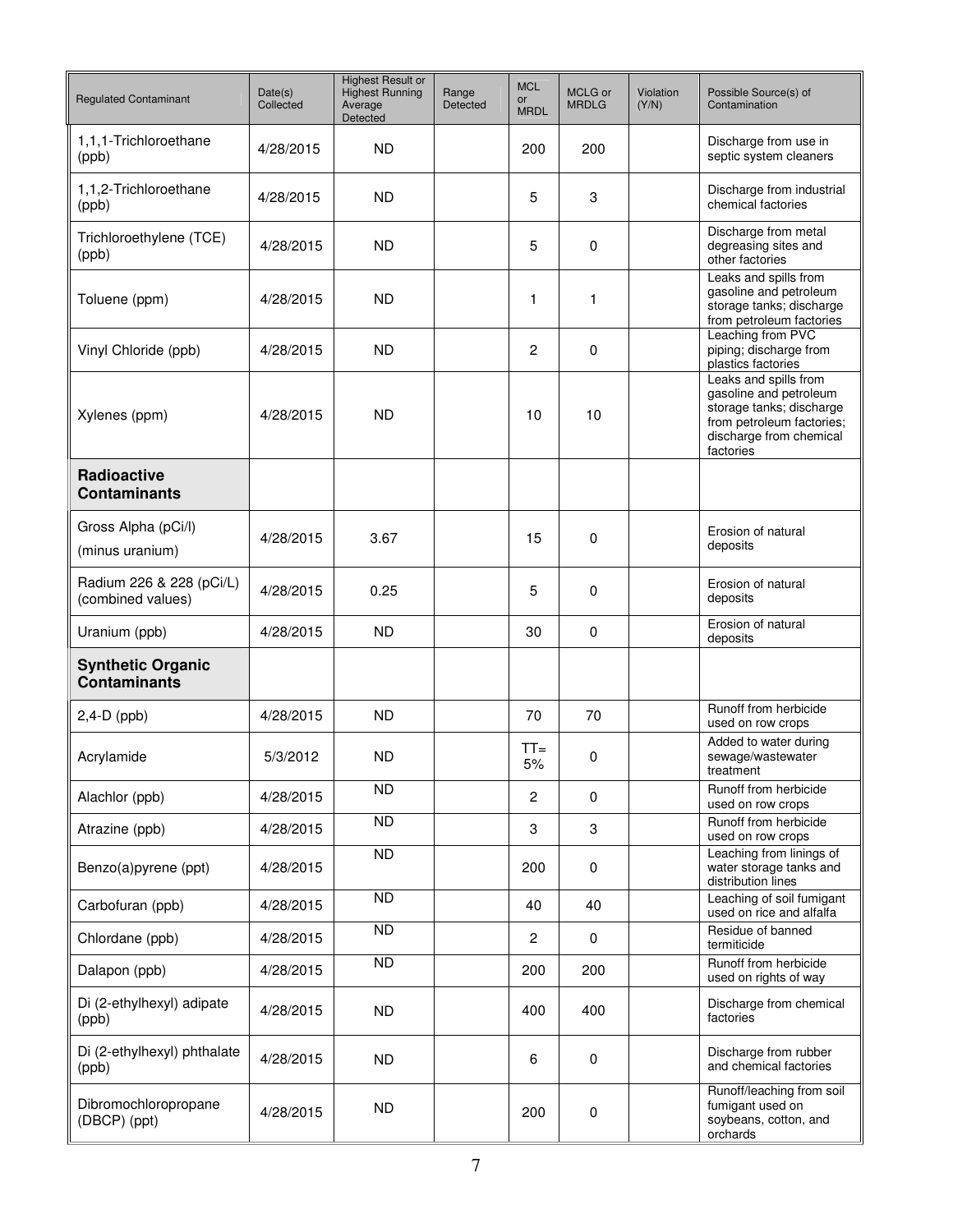| Regulated Contaminant | Date(s) Collected | Highest Result or Highest Running Average Detected | Range Detected | MCL or MRDL | MCLG or MRDLG | Violation (Y/N) | Possible Source(s) of Contamination |
|---|---|---|---|---|---|---|---|
| 1,1,1-Trichloroethane (ppb) | 4/28/2015 | ND | | 200 | 200 | | Discharge from use in septic system cleaners |
| 1,1,2-Trichloroethane (ppb) | 4/28/2015 | ND | | 5 | 3 | | Discharge from industrial chemical factories |
| Trichloroethylene (TCE) (ppb) | 4/28/2015 | ND | | 5 | 0 | | Discharge from metal degreasing sites and other factories |
| Toluene (ppm) | 4/28/2015 | ND | | 1 | 1 | | Leaks and spills from gasoline and petroleum storage tanks; discharge from petroleum factories |
| Vinyl Chloride (ppb) | 4/28/2015 | ND | | 2 | 0 | | Leaching from PVC piping; discharge from plastics factories |
| Xylenes (ppm) | 4/28/2015 | ND | | 10 | 10 | | Leaks and spills from gasoline and petroleum storage tanks; discharge from petroleum factories; discharge from chemical factories |
| **Radioactive Contaminants** | | | | | | | |
| Gross Alpha (pCi/l) (minus uranium) | 4/28/2015 | 3.67 | | 15 | 0 | | Erosion of natural deposits |
| Radium 226 & 228 (pCi/L) (combined values) | 4/28/2015 | 0.25 | | 5 | 0 | | Erosion of natural deposits |
| Uranium (ppb) | 4/28/2015 | ND | | 30 | 0 | | Erosion of natural deposits |
| **Synthetic Organic Contaminants** | | | | | | | |
| 2,4-D (ppb) | 4/28/2015 | ND | | 70 | 70 | | Runoff from herbicide used on row crops |
| Acrylamide | 5/3/2012 | ND | | TT= 5% | 0 | | Added to water during sewage/wastewater treatment |
| Alachlor (ppb) | 4/28/2015 | ND | | 2 | 0 | | Runoff from herbicide used on row crops |
| Atrazine (ppb) | 4/28/2015 | ND | | 3 | 3 | | Runoff from herbicide used on row crops |
| Benzo(a)pyrene (ppt) | 4/28/2015 | ND | | 200 | 0 | | Leaching from linings of water storage tanks and distribution lines |
| Carbofuran (ppb) | 4/28/2015 | ND | | 40 | 40 | | Leaching of soil fumigant used on rice and alfalfa |
| Chlordane (ppb) | 4/28/2015 | ND | | 2 | 0 | | Residue of banned termiticide |
| Dalapon (ppb) | 4/28/2015 | ND | | 200 | 200 | | Runoff from herbicide used on rights of way |
| Di (2-ethylhexyl) adipate (ppb) | 4/28/2015 | ND | | 400 | 400 | | Discharge from chemical factories |
| Di (2-ethylhexyl) phthalate (ppb) | 4/28/2015 | ND | | 6 | 0 | | Discharge from rubber and chemical factories |
| Dibromochloropropane (DBCP) (ppt) | 4/28/2015 | ND | | 200 | 0 | | Runoff/leaching from soil fumigant used on soybeans, cotton, and orchards |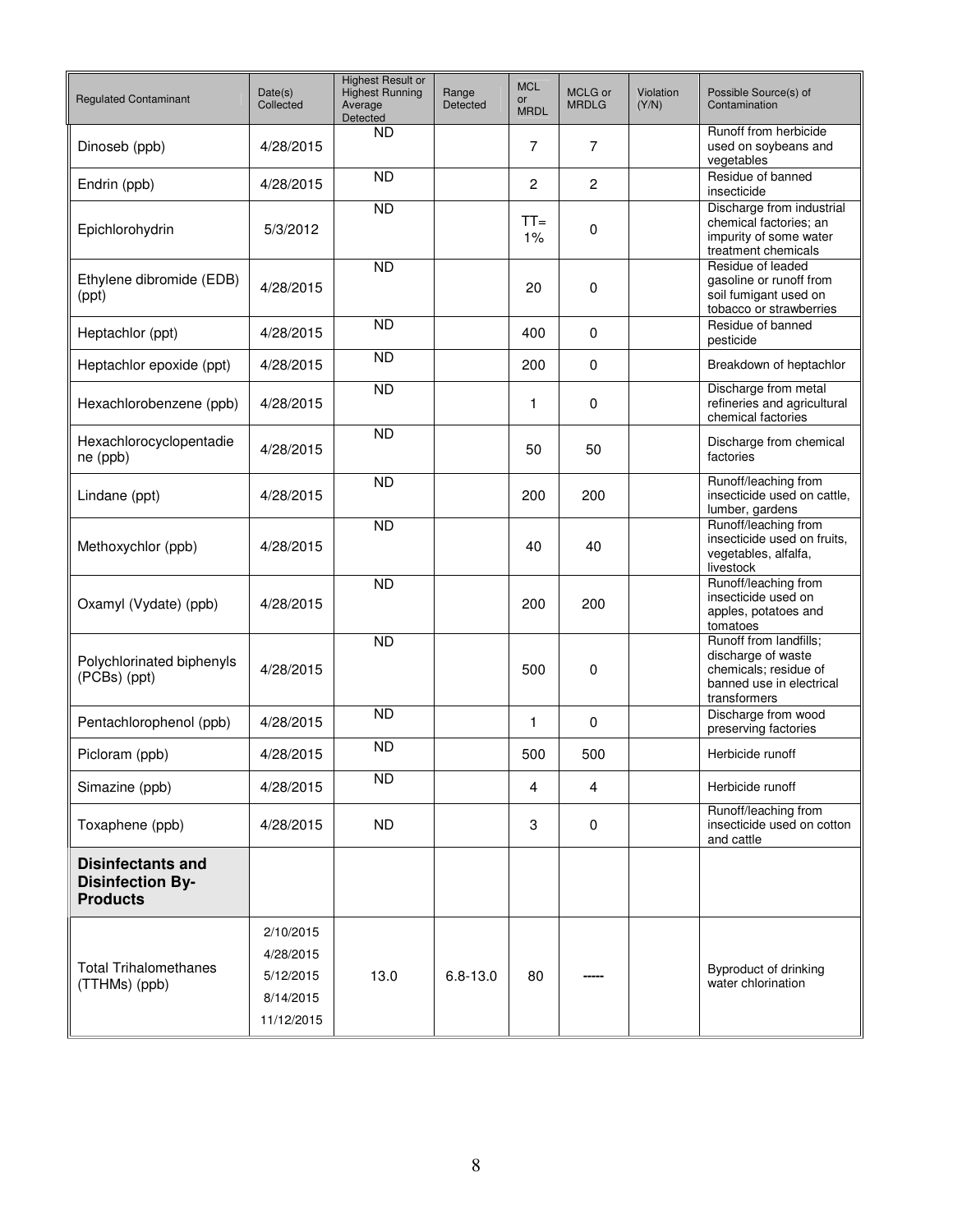| Regulated Contaminant | Date(s) Collected | Highest Result or Highest Running Average Detected | Range Detected | MCL or MRDL | MCLG or MRDLG | Violation (Y/N) | Possible Source(s) of Contamination |
|---|---|---|---|---|---|---|---|
| Dinoseb (ppb) | 4/28/2015 | ND | | 7 | 7 | | Runoff from herbicide used on soybeans and vegetables |
| Endrin (ppb) | 4/28/2015 | ND | | 2 | 2 | | Residue of banned insecticide |
| Epichlorohydrin | 5/3/2012 | ND | | TT= 1% | 0 | | Discharge from industrial chemical factories; an impurity of some water treatment chemicals |
| Ethylene dibromide (EDB) (ppt) | 4/28/2015 | ND | | 20 | 0 | | Residue of leaded gasoline or runoff from soil fumigant used on tobacco or strawberries |
| Heptachlor (ppt) | 4/28/2015 | ND | | 400 | 0 | | Residue of banned pesticide |
| Heptachlor epoxide (ppt) | 4/28/2015 | ND | | 200 | 0 | | Breakdown of heptachlor |
| Hexachlorobenzene (ppb) | 4/28/2015 | ND | | 1 | 0 | | Discharge from metal refineries and agricultural chemical factories |
| Hexachlorocyclopentadiene (ppb) | 4/28/2015 | ND | | 50 | 50 | | Discharge from chemical factories |
| Lindane (ppt) | 4/28/2015 | ND | | 200 | 200 | | Runoff/leaching from insecticide used on cattle, lumber, gardens |
| Methoxychlor (ppb) | 4/28/2015 | ND | | 40 | 40 | | Runoff/leaching from insecticide used on fruits, vegetables, alfalfa, livestock |
| Oxamyl (Vydate) (ppb) | 4/28/2015 | ND | | 200 | 200 | | Runoff/leaching from insecticide used on apples, potatoes and tomatoes |
| Polychlorinated biphenyls (PCBs) (ppt) | 4/28/2015 | ND | | 500 | 0 | | Runoff from landfills; discharge of waste chemicals; residue of banned use in electrical transformers |
| Pentachlorophenol (ppb) | 4/28/2015 | ND | | 1 | 0 | | Discharge from wood preserving factories |
| Picloram (ppb) | 4/28/2015 | ND | | 500 | 500 | | Herbicide runoff |
| Simazine (ppb) | 4/28/2015 | ND | | 4 | 4 | | Herbicide runoff |
| Toxaphene (ppb) | 4/28/2015 | ND | | 3 | 0 | | Runoff/leaching from insecticide used on cotton and cattle |
| **Disinfectants and Disinfection By-Products** | | | | | | | |
| Total Trihalomethanes (TTHMs) (ppb) | 2/10/2015<br>4/28/2015<br>5/12/2015<br>8/14/2015<br>11/12/2015 | 13.0 | 6.8-13.0 | 80 | ----- | | Byproduct of drinking water chlorination |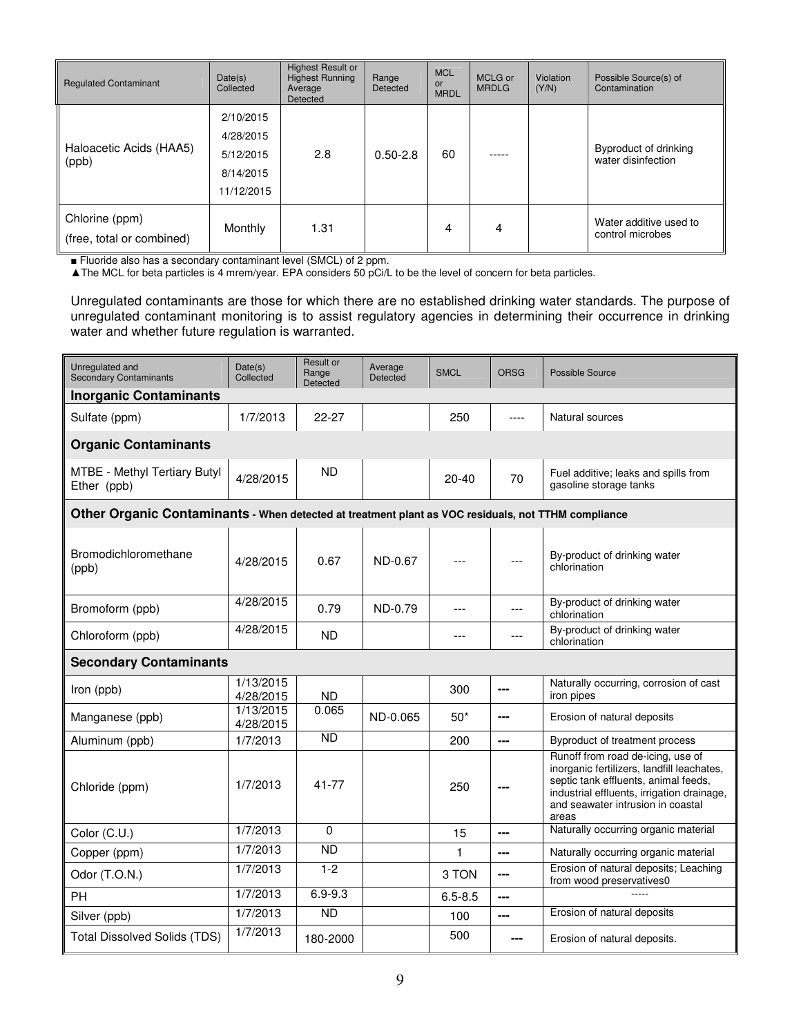| Regulated Contaminant | Date(s) Collected | Highest Result or Highest Running Average Detected | Range Detected | MCL or MRDL | MCLG or MRDLG | Violation (Y/N) | Possible Source(s) of Contamination |
|---|---|---|---|---|---|---|---|
| Haloacetic Acids (HAA5) (ppb) | 2/10/2015 4/28/2015 5/12/2015 8/14/2015 11/12/2015 | 2.8 | 0.50-2.8 | 60 | ----- | | Byproduct of drinking water disinfection |
| Chlorine (ppm) (free, total or combined) | Monthly | 1.31 | | 4 | 4 | | Water additive used to control microbes |

■ Fluoride also has a secondary contaminant level (SMCL) of 2 ppm.

▲The MCL for beta particles is 4 mrem/year. EPA considers 50 pCi/L to be the level of concern for beta particles.

Unregulated contaminants are those for which there are no established drinking water standards. The purpose of unregulated contaminant monitoring is to assist regulatory agencies in determining their occurrence in drinking water and whether future regulation is warranted.

| Unregulated and Secondary Contaminants | Date(s) Collected | Result or Range Detected | Average Detected | SMCL | ORSG | Possible Source |
|---|---|---|---|---|---|---|
| **Inorganic Contaminants** | | | | | | |
| Sulfate (ppm) | 1/7/2013 | 22-27 | | 250 | ---- | Natural sources |
| **Organic Contaminants** | | | | | | |
| MTBE - Methyl Tertiary Butyl Ether (ppb) | 4/28/2015 | ND | | 20-40 | 70 | Fuel additive; leaks and spills from gasoline storage tanks |
| **Other Organic Contaminants - When detected at treatment plant as VOC residuals, not TTHM compliance** | | | | | | |
| Bromodichloromethane (ppb) | 4/28/2015 | 0.67 | ND-0.67 | --- | --- | By-product of drinking water chlorination |
| Bromoform (ppb) | 4/28/2015 | 0.79 | ND-0.79 | --- | --- | By-product of drinking water chlorination |
| Chloroform (ppb) | 4/28/2015 | ND | | --- | --- | By-product of drinking water chlorination |
| **Secondary Contaminants** | | | | | | |
| Iron (ppb) | 1/13/2015 4/28/2015 | ND | | 300 | --- | Naturally occurring, corrosion of cast iron pipes |
| Manganese (ppb) | 1/13/2015 4/28/2015 | 0.065 | ND-0.065 | 50* | --- | Erosion of natural deposits |
| Aluminum (ppb) | 1/7/2013 | ND | | 200 | --- | Byproduct of treatment process |
| Chloride (ppm) | 1/7/2013 | 41-77 | | 250 | --- | Runoff from road de-icing, use of inorganic fertilizers, landfill leachates, septic tank effluents, animal feeds, industrial effluents, irrigation drainage, and seawater intrusion in coastal areas |
| Color (C.U.) | 1/7/2013 | 0 | | 15 | --- | Naturally occurring organic material |
| Copper (ppm) | 1/7/2013 | ND | | 1 | --- | Naturally occurring organic material |
| Odor (T.O.N.) | 1/7/2013 | 1-2 | | 3 TON | --- | Erosion of natural deposits; Leaching from wood preservatives0 |
| PH | 1/7/2013 | 6.9-9.3 | | 6.5-8.5 | --- | ----- |
| Silver (ppb) | 1/7/2013 | ND | | 100 | --- | Erosion of natural deposits |
| Total Dissolved Solids (TDS) | 1/7/2013 | 180-2000 | | 500 | --- | Erosion of natural deposits. |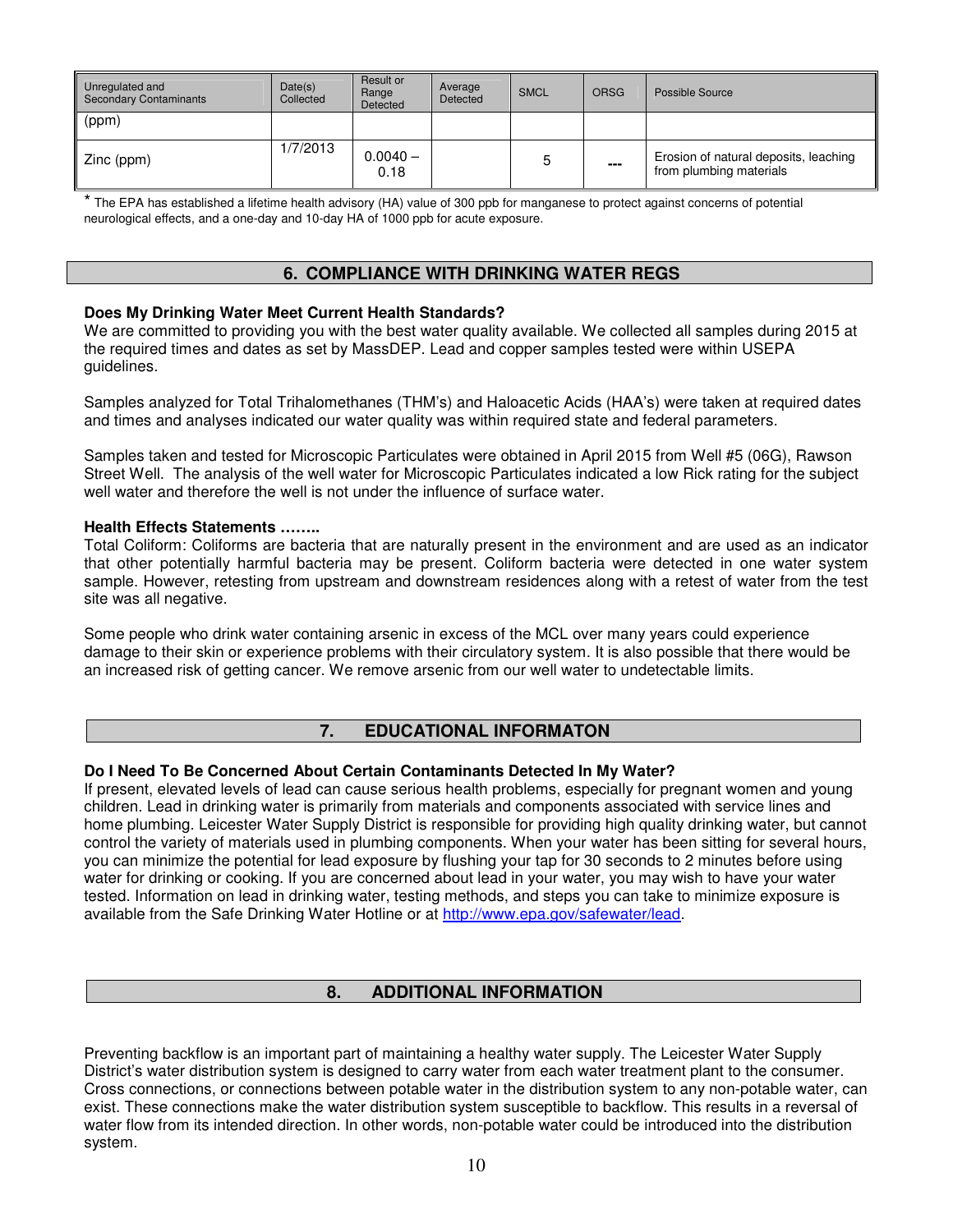| Unregulated and Secondary Contaminants | Date(s) Collected | Result or Range Detected | Average Detected | SMCL | ORSG | Possible Source |
|---|---|---|---|---|---|---|
| (ppm) | | | | | | |
| Zinc (ppm) | 1/7/2013 | 0.0040 – 0.18 | | 5 | --- | Erosion of natural deposits, leaching from plumbing materials |

* The EPA has established a lifetime health advisory (HA) value of 300 ppb for manganese to protect against concerns of potential neurological effects, and a one-day and 10-day HA of 1000 ppb for acute exposure.

## 6. COMPLIANCE WITH DRINKING WATER REGS

**Does My Drinking Water Meet Current Health Standards?**
We are committed to providing you with the best water quality available. We collected all samples during 2015 at the required times and dates as set by MassDEP. Lead and copper samples tested were within USEPA guidelines.

Samples analyzed for Total Trihalomethanes (THM's) and Haloacetic Acids (HAA's) were taken at required dates and times and analyses indicated our water quality was within required state and federal parameters.

Samples taken and tested for Microscopic Particulates were obtained in April 2015 from Well #5 (06G), Rawson Street Well. The analysis of the well water for Microscopic Particulates indicated a low Rick rating for the subject well water and therefore the well is not under the influence of surface water.

**Health Effects Statements ……..**
Total Coliform: Coliforms are bacteria that are naturally present in the environment and are used as an indicator that other potentially harmful bacteria may be present. Coliform bacteria were detected in one water system sample. However, retesting from upstream and downstream residences along with a retest of water from the test site was all negative.

Some people who drink water containing arsenic in excess of the MCL over many years could experience damage to their skin or experience problems with their circulatory system. It is also possible that there would be an increased risk of getting cancer. We remove arsenic from our well water to undetectable limits.

## 7. EDUCATIONAL INFORMATON

**Do I Need To Be Concerned About Certain Contaminants Detected In My Water?**
If present, elevated levels of lead can cause serious health problems, especially for pregnant women and young children. Lead in drinking water is primarily from materials and components associated with service lines and home plumbing. Leicester Water Supply District is responsible for providing high quality drinking water, but cannot control the variety of materials used in plumbing components. When your water has been sitting for several hours, you can minimize the potential for lead exposure by flushing your tap for 30 seconds to 2 minutes before using water for drinking or cooking. If you are concerned about lead in your water, you may wish to have your water tested. Information on lead in drinking water, testing methods, and steps you can take to minimize exposure is available from the Safe Drinking Water Hotline or at http://www.epa.gov/safewater/lead.

## 8. ADDITIONAL INFORMATION

Preventing backflow is an important part of maintaining a healthy water supply. The Leicester Water Supply District's water distribution system is designed to carry water from each water treatment plant to the consumer. Cross connections, or connections between potable water in the distribution system to any non-potable water, can exist. These connections make the water distribution system susceptible to backflow. This results in a reversal of water flow from its intended direction. In other words, non-potable water could be introduced into the distribution system.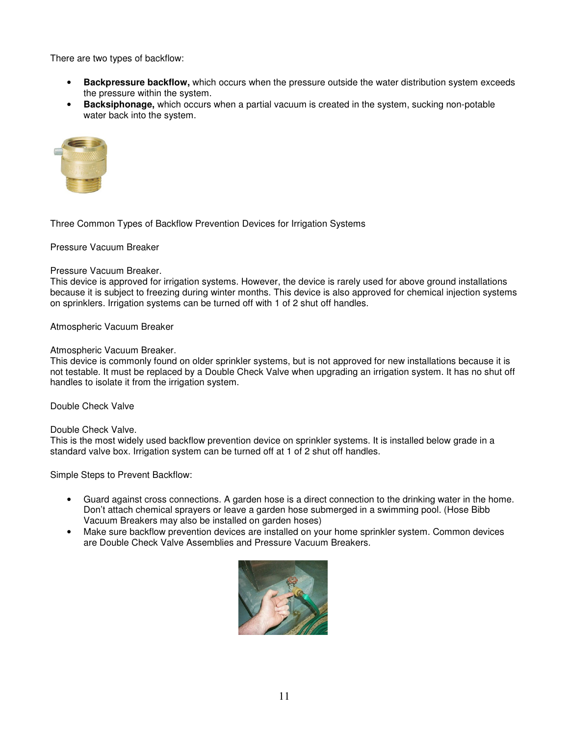There are two types of backflow:

- **Backpressure backflow,** which occurs when the pressure outside the water distribution system exceeds the pressure within the system.
- **Backsiphonage,** which occurs when a partial vacuum is created in the system, sucking non-potable water back into the system.

Three Common Types of Backflow Prevention Devices for Irrigation Systems

Pressure Vacuum Breaker

Pressure Vacuum Breaker.
This device is approved for irrigation systems. However, the device is rarely used for above ground installations because it is subject to freezing during winter months. This device is also approved for chemical injection systems on sprinklers. Irrigation systems can be turned off with 1 of 2 shut off handles.

Atmospheric Vacuum Breaker

Atmospheric Vacuum Breaker.
This device is commonly found on older sprinkler systems, but is not approved for new installations because it is not testable. It must be replaced by a Double Check Valve when upgrading an irrigation system. It has no shut off handles to isolate it from the irrigation system.

Double Check Valve

Double Check Valve.
This is the most widely used backflow prevention device on sprinkler systems. It is installed below grade in a standard valve box. Irrigation system can be turned off at 1 of 2 shut off handles.

Simple Steps to Prevent Backflow:

- Guard against cross connections. A garden hose is a direct connection to the drinking water in the home. Don't attach chemical sprayers or leave a garden hose submerged in a swimming pool. (Hose Bibb Vacuum Breakers may also be installed on garden hoses)
- Make sure backflow prevention devices are installed on your home sprinkler system. Common devices are Double Check Valve Assemblies and Pressure Vacuum Breakers.